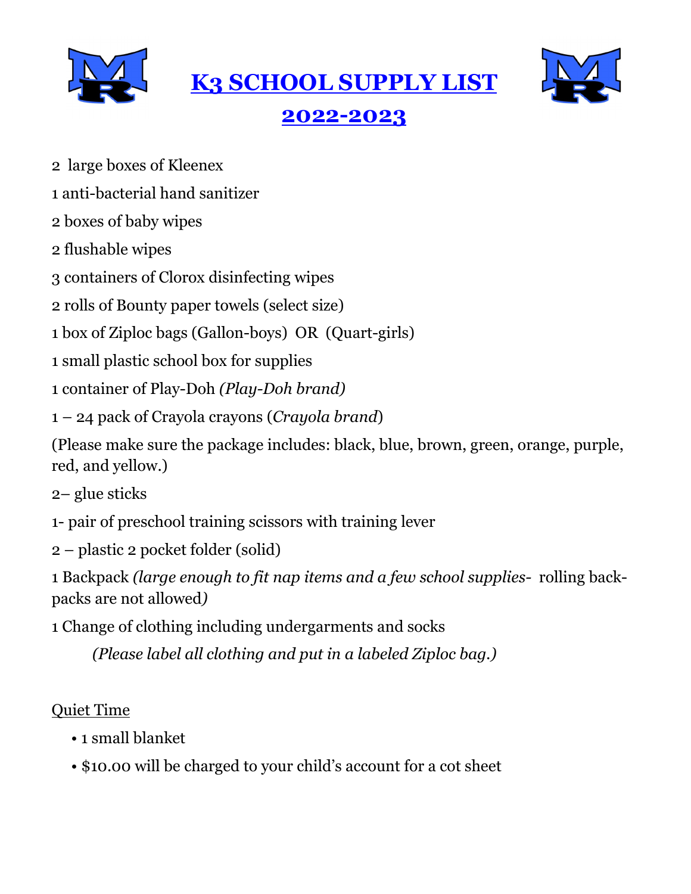# K3 SCHOOL SUPPLY LIST

## 2022-2023

2 large boxes of Kleenex

1 anti-bacterial hand sanitizer

2 boxes of baby wipes

2 flushable wipes

3 containers of Clorox disinfecting wipes

2 rolls of Bounty paper towels (select size)

1 box of Ziploc bags (Gallon-boys) OR (Quart-girls)

1 small plastic school box for supplies

1 container of Play-Doh *(Play-Doh brand)*

1 – 24 pack of Crayola crayons (*Crayola brand*)

(Please make sure the package includes: black, blue, brown, green, orange, purple, red, and yellow.)

2– glue sticks

1- pair of preschool training scissors with training lever

2 – plastic 2 pocket folder (solid)

1 Backpack *(large enough to fit nap items and a few school supplies- rolling back-packs are not allowed)*

1 Change of clothing including undergarments and socks

*(Please label all clothing and put in a labeled Ziploc bag.)*

Quiet Time

- 1 small blanket
- $10.00 will be charged to your child's account for a cot sheet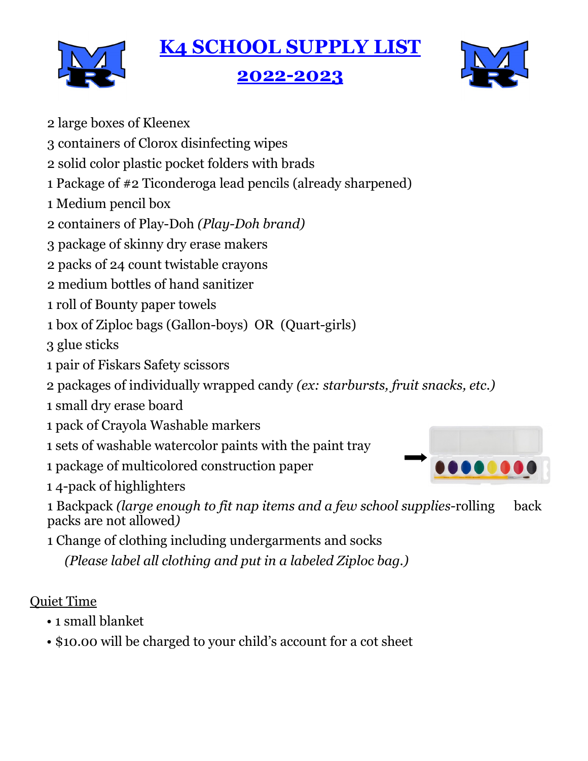# K4 SCHOOL SUPPLY LIST

## 2022-2023

2 large boxes of Kleenex
3 containers of Clorox disinfecting wipes
2 solid color plastic pocket folders with brads
1 Package of #2 Ticonderoga lead pencils (already sharpened)
1 Medium pencil box
2 containers of Play-Doh *(Play-Doh brand)*
3 package of skinny dry erase makers
2 packs of 24 count twistable crayons
2 medium bottles of hand sanitizer
1 roll of Bounty paper towels
1 box of Ziploc bags (Gallon-boys) OR (Quart-girls)
3 glue sticks
1 pair of Fiskars Safety scissors
2 packages of individually wrapped candy *(ex: starbursts, fruit snacks, etc.)*
1 small dry erase board
1 pack of Crayola Washable markers
1 sets of washable watercolor paints with the paint tray
1 package of multicolored construction paper
1 4-pack of highlighters
1 Backpack *(large enough to fit nap items and a few school supplies*-rolling back packs are not allowed*)*
1 Change of clothing including undergarments and socks
*(Please label all clothing and put in a labeled Ziploc bag.)*

Quiet Time

- 1 small blanket
- $10.00 will be charged to your child's account for a cot sheet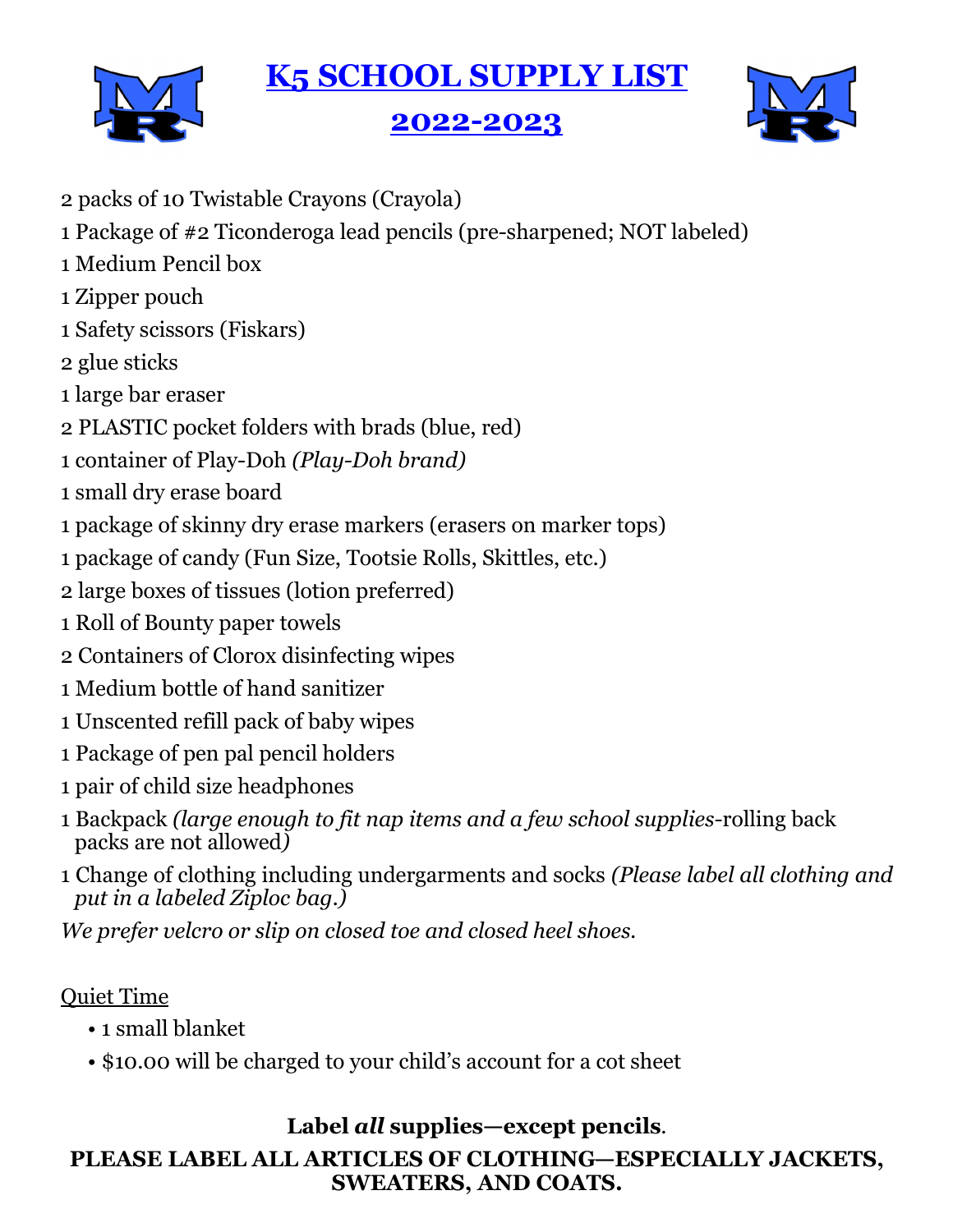# K5 SCHOOL SUPPLY LIST

## 2022-2023

2 packs of 10 Twistable Crayons (Crayola)
1 Package of #2 Ticonderoga lead pencils (pre-sharpened; NOT labeled)
1 Medium Pencil box
1 Zipper pouch
1 Safety scissors (Fiskars)
2 glue sticks
1 large bar eraser
2 PLASTIC pocket folders with brads (blue, red)
1 container of Play-Doh *(Play-Doh brand)*
1 small dry erase board
1 package of skinny dry erase markers (erasers on marker tops)
1 package of candy (Fun Size, Tootsie Rolls, Skittles, etc.)
2 large boxes of tissues (lotion preferred)
1 Roll of Bounty paper towels
2 Containers of Clorox disinfecting wipes
1 Medium bottle of hand sanitizer
1 Unscented refill pack of baby wipes
1 Package of pen pal pencil holders
1 pair of child size headphones
1 Backpack *(large enough to fit nap items and a few school supplies*-rolling back packs are not allowed*)*
1 Change of clothing including undergarments and socks *(Please label all clothing and put in a labeled Ziploc bag.)*
*We prefer velcro or slip on closed toe and closed heel shoes.*

Quiet Time

- 1 small blanket
- $10.00 will be charged to your child's account for a cot sheet

**Label *all* supplies—except pencils**.

**PLEASE LABEL ALL ARTICLES OF CLOTHING—ESPECIALLY JACKETS, SWEATERS, AND COATS.**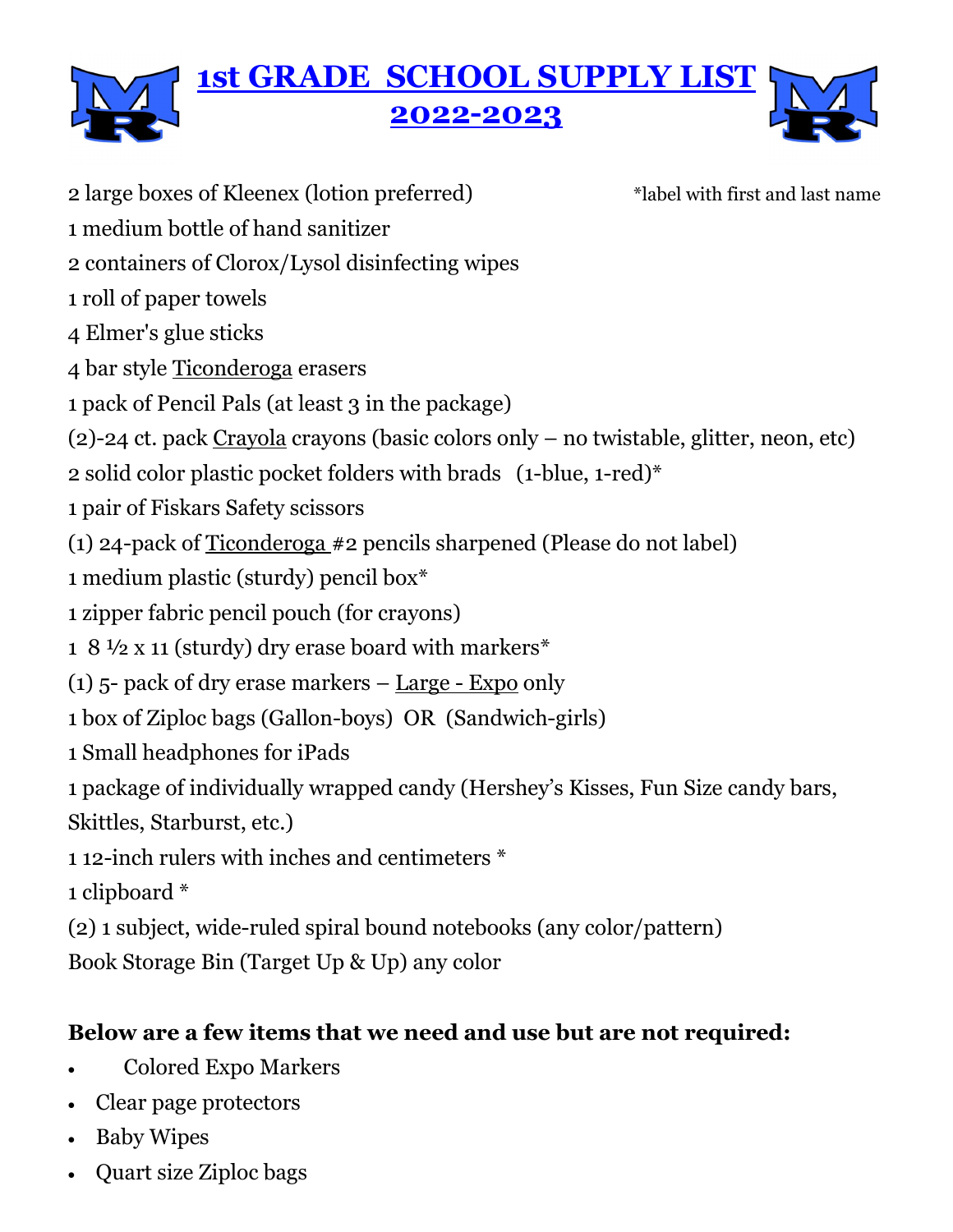# 1st GRADE SCHOOL SUPPLY LIST 2022-2023

*label with first and last name

2 large boxes of Kleenex (lotion preferred)

1 medium bottle of hand sanitizer

2 containers of Clorox/Lysol disinfecting wipes

1 roll of paper towels

4 Elmer's glue sticks

4 bar style Ticonderoga erasers

1 pack of Pencil Pals (at least 3 in the package)

(2)-24 ct. pack Crayola crayons (basic colors only – no twistable, glitter, neon, etc)

2 solid color plastic pocket folders with brads (1-blue, 1-red)*

1 pair of Fiskars Safety scissors

(1) 24-pack of Ticonderoga #2 pencils sharpened (Please do not label)

1 medium plastic (sturdy) pencil box*

1 zipper fabric pencil pouch (for crayons)

1 8 ½ x 11 (sturdy) dry erase board with markers*

(1) 5- pack of dry erase markers – Large - Expo only

1 box of Ziploc bags (Gallon-boys) OR (Sandwich-girls)

1 Small headphones for iPads

1 package of individually wrapped candy (Hershey's Kisses, Fun Size candy bars, Skittles, Starburst, etc.)

1 12-inch rulers with inches and centimeters *

1 clipboard *

(2) 1 subject, wide-ruled spiral bound notebooks (any color/pattern)

Book Storage Bin (Target Up & Up) any color

**Below are a few items that we need and use but are not required:**

- Colored Expo Markers
- Clear page protectors
- Baby Wipes
- Quart size Ziploc bags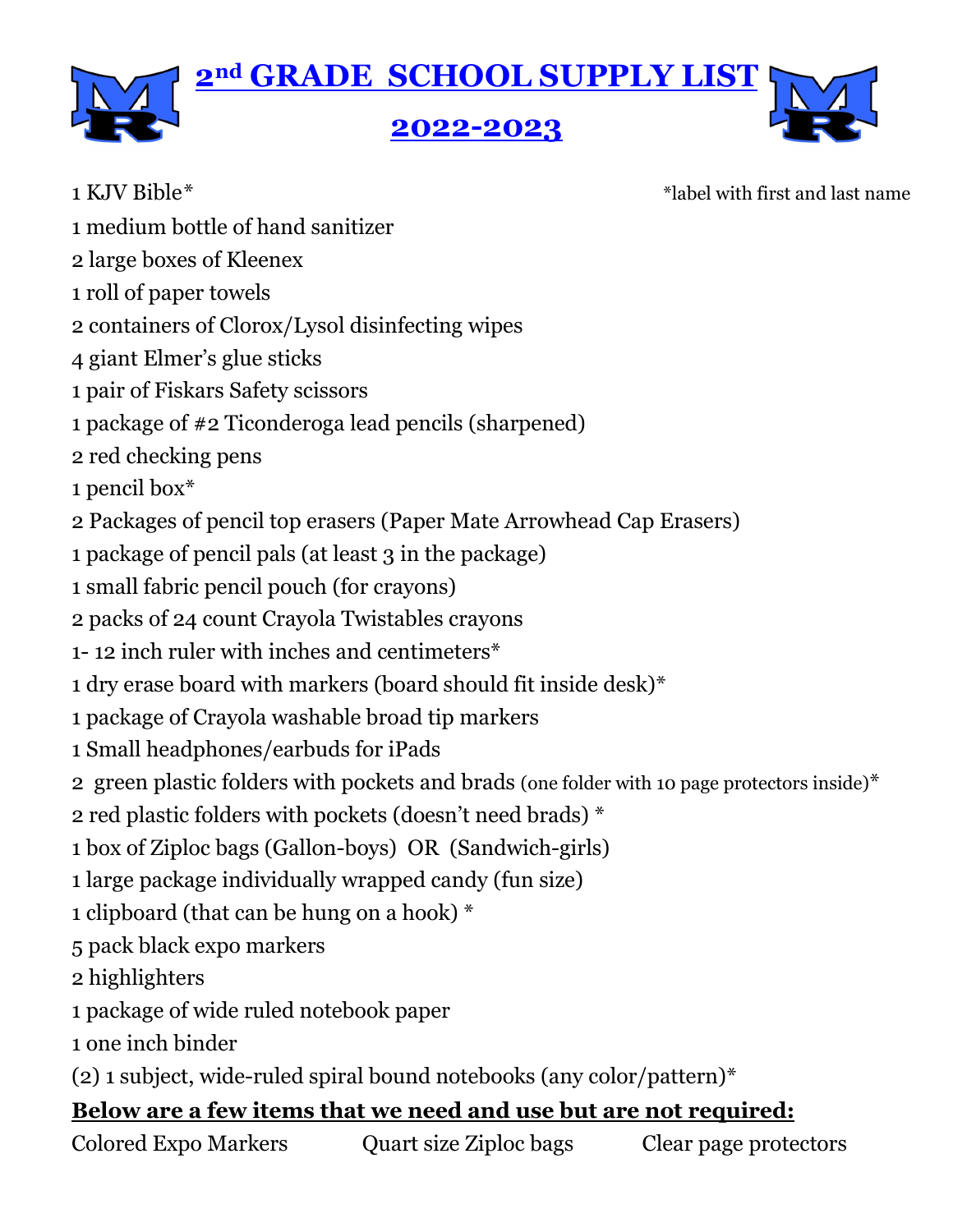# 2nd GRADE SCHOOL SUPPLY LIST

## 2022-2023

1 KJV Bible* *label with first and last name

1 medium bottle of hand sanitizer

2 large boxes of Kleenex

1 roll of paper towels

2 containers of Clorox/Lysol disinfecting wipes

4 giant Elmer's glue sticks

1 pair of Fiskars Safety scissors

1 package of #2 Ticonderoga lead pencils (sharpened)

2 red checking pens

1 pencil box*

2 Packages of pencil top erasers (Paper Mate Arrowhead Cap Erasers)

1 package of pencil pals (at least 3 in the package)

1 small fabric pencil pouch (for crayons)

2 packs of 24 count Crayola Twistables crayons

1- 12 inch ruler with inches and centimeters*

1 dry erase board with markers (board should fit inside desk)*

1 package of Crayola washable broad tip markers

1 Small headphones/earbuds for iPads

2 green plastic folders with pockets and brads (one folder with 10 page protectors inside)*

2 red plastic folders with pockets (doesn't need brads) *

1 box of Ziploc bags (Gallon-boys) OR (Sandwich-girls)

1 large package individually wrapped candy (fun size)

1 clipboard (that can be hung on a hook) *

5 pack black expo markers

2 highlighters

1 package of wide ruled notebook paper

1 one inch binder

(2) 1 subject, wide-ruled spiral bound notebooks (any color/pattern)*

**Below are a few items that we need and use but are not required:**

Colored Expo Markers Quart size Ziploc bags Clear page protectors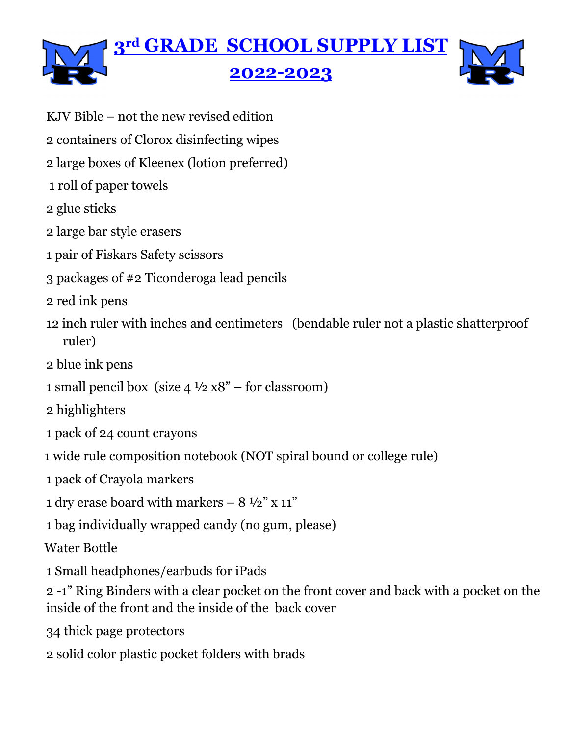# 3rd GRADE SCHOOL SUPPLY LIST 2022-2023

KJV Bible – not the new revised edition

2 containers of Clorox disinfecting wipes

2 large boxes of Kleenex (lotion preferred)

1 roll of paper towels

2 glue sticks

2 large bar style erasers

1 pair of Fiskars Safety scissors

3 packages of #2 Ticonderoga lead pencils

2 red ink pens

12 inch ruler with inches and centimeters (bendable ruler not a plastic shatterproof ruler)

2 blue ink pens

1 small pencil box (size 4 ½ x8" – for classroom)

2 highlighters

1 pack of 24 count crayons

1 wide rule composition notebook (NOT spiral bound or college rule)

1 pack of Crayola markers

1 dry erase board with markers – 8 ½" x 11"

1 bag individually wrapped candy (no gum, please)

Water Bottle

1 Small headphones/earbuds for iPads

2 -1" Ring Binders with a clear pocket on the front cover and back with a pocket on the inside of the front and the inside of the back cover

34 thick page protectors

2 solid color plastic pocket folders with brads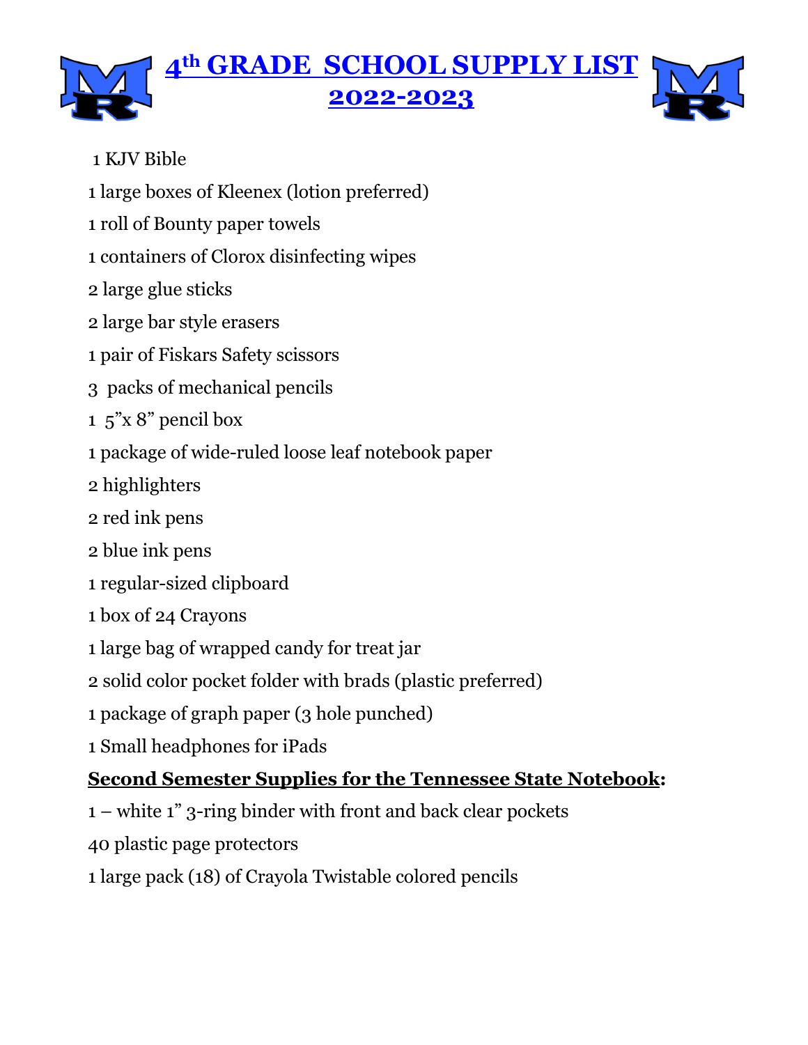# 4th GRADE SCHOOL SUPPLY LIST 2022-2023

1 KJV Bible

1 large boxes of Kleenex (lotion preferred)

1 roll of Bounty paper towels

1 containers of Clorox disinfecting wipes

2 large glue sticks

2 large bar style erasers

1 pair of Fiskars Safety scissors

3 packs of mechanical pencils

1 5"x 8" pencil box

1 package of wide-ruled loose leaf notebook paper

2 highlighters

2 red ink pens

2 blue ink pens

1 regular-sized clipboard

1 box of 24 Crayons

1 large bag of wrapped candy for treat jar

2 solid color pocket folder with brads (plastic preferred)

1 package of graph paper (3 hole punched)

1 Small headphones for iPads

**Second Semester Supplies for the Tennessee State Notebook:**

1 – white 1" 3-ring binder with front and back clear pockets

40 plastic page protectors

1 large pack (18) of Crayola Twistable colored pencils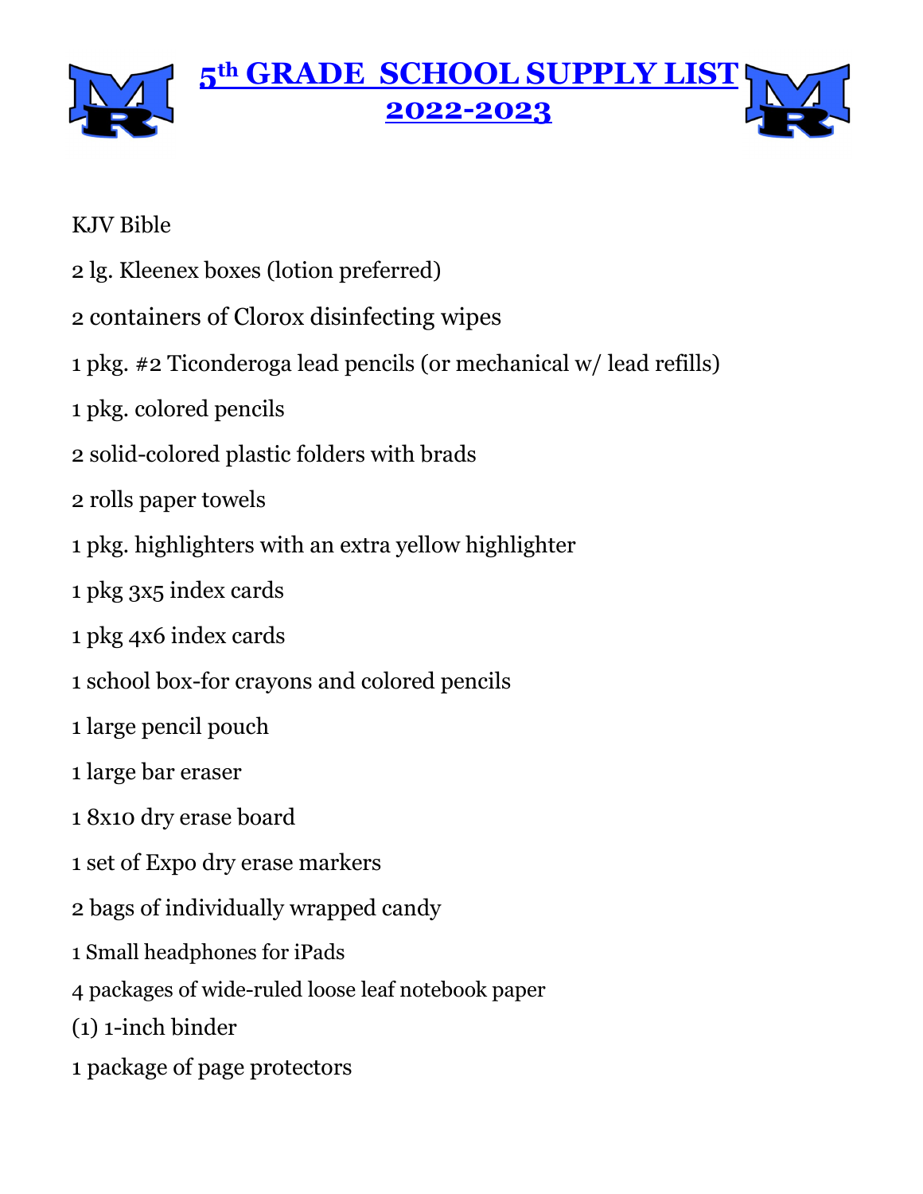# 5th GRADE SCHOOL SUPPLY LIST 2022-2023

KJV Bible

2 lg. Kleenex boxes (lotion preferred)

2 containers of Clorox disinfecting wipes

1 pkg. #2 Ticonderoga lead pencils (or mechanical w/ lead refills)

1 pkg. colored pencils

2 solid-colored plastic folders with brads

2 rolls paper towels

1 pkg. highlighters with an extra yellow highlighter

1 pkg 3x5 index cards

1 pkg 4x6 index cards

1 school box-for crayons and colored pencils

1 large pencil pouch

1 large bar eraser

1 8x10 dry erase board

1 set of Expo dry erase markers

2 bags of individually wrapped candy

1 Small headphones for iPads

4 packages of wide-ruled loose leaf notebook paper

(1) 1-inch binder

1 package of page protectors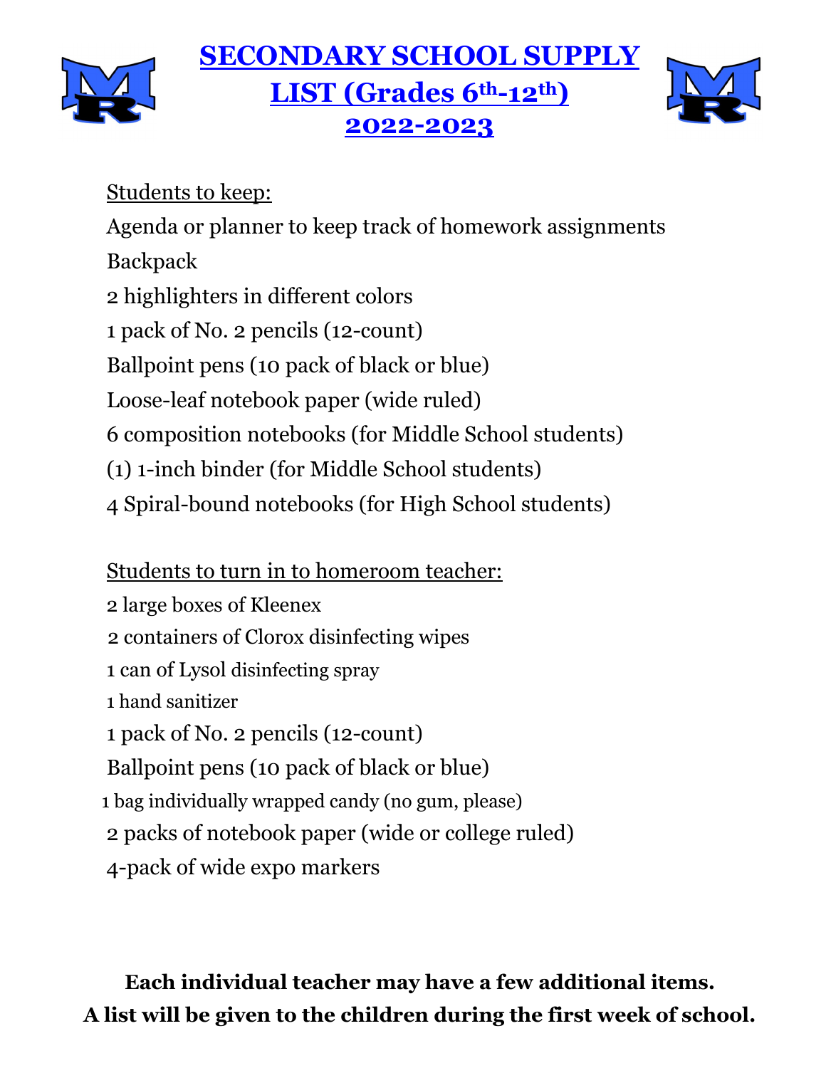# SECONDARY SCHOOL SUPPLY LIST (Grades 6th-12th) 2022-2023

Students to keep:

Agenda or planner to keep track of homework assignments

Backpack

2 highlighters in different colors

1 pack of No. 2 pencils (12-count)

Ballpoint pens (10 pack of black or blue)

Loose-leaf notebook paper (wide ruled)

6 composition notebooks (for Middle School students)

(1) 1-inch binder (for Middle School students)

4 Spiral-bound notebooks (for High School students)

Students to turn in to homeroom teacher:

2 large boxes of Kleenex

2 containers of Clorox disinfecting wipes

1 can of Lysol disinfecting spray

1 hand sanitizer

1 pack of No. 2 pencils (12-count)

Ballpoint pens (10 pack of black or blue)

1 bag individually wrapped candy (no gum, please)

2 packs of notebook paper (wide or college ruled)

4-pack of wide expo markers

**Each individual teacher may have a few additional items.**
**A list will be given to the children during the first week of school.**